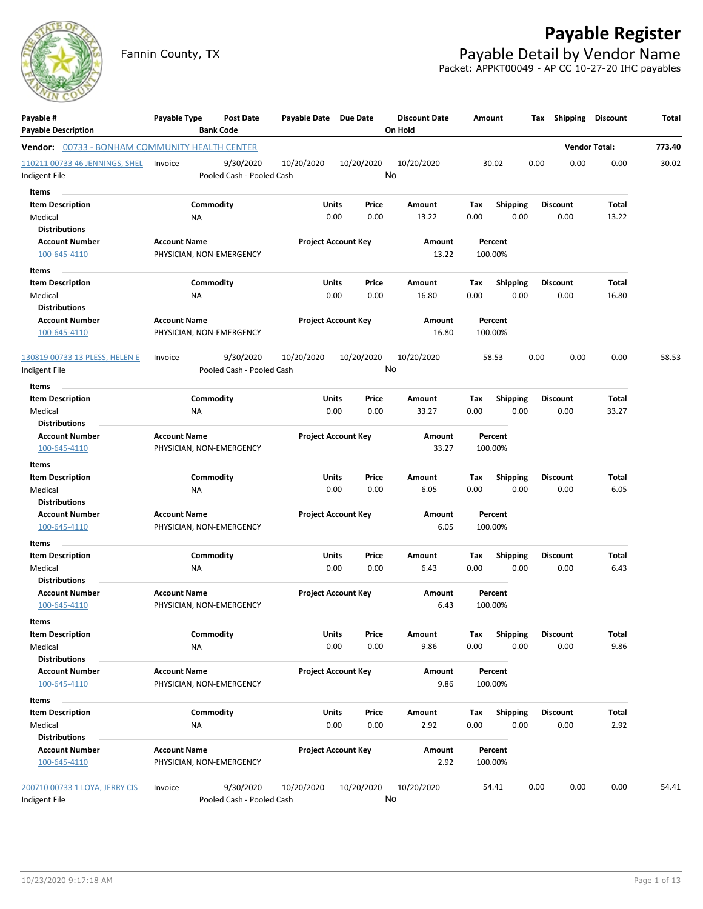# Payable Register

Fannin County, TX

## Payable Detail by Vendor Name

Packet: APPKT00049 - AP CC 10-27-20 IHC payables

| Payable # / Payable Description | Payable Type | Post Date / Bank Code | Payable Date | Due Date | Discount Date / On Hold | Amount | Tax | Shipping | Discount | Total |
|---|---|---|---|---|---|---|---|---|---|---|
| **Vendor:** 00733 - BONHAM COMMUNITY HEALTH CENTER | | | | | | | | | **Vendor Total:** | **773.40** |
| 110211 00733 46 JENNINGS, SHEL | Invoice | 9/30/2020 | 10/20/2020 | 10/20/2020 | 10/20/2020 | 30.02 | 0.00 | 0.00 | 0.00 | 30.02 |
| Indigent File | | Pooled Cash - Pooled Cash | | | No | | | | | |

**Items**

| Item Description | Commodity | Units | Price | Amount | Tax | Shipping | Discount | Total |
|---|---|---|---|---|---|---|---|---|
| Medical | NA | 0.00 | 0.00 | 13.22 | 0.00 | 0.00 | 0.00 | 13.22 |

**Distributions**

| Account Number | Account Name | Project Account Key | Amount | Percent |
|---|---|---|---|---|
| 100-645-4110 | PHYSICIAN, NON-EMERGENCY | | 13.22 | 100.00% |

**Items**

| Item Description | Commodity | Units | Price | Amount | Tax | Shipping | Discount | Total |
|---|---|---|---|---|---|---|---|---|
| Medical | NA | 0.00 | 0.00 | 16.80 | 0.00 | 0.00 | 0.00 | 16.80 |

**Distributions**

| Account Number | Account Name | Project Account Key | Amount | Percent |
|---|---|---|---|---|
| 100-645-4110 | PHYSICIAN, NON-EMERGENCY | | 16.80 | 100.00% |

| Payable # / Payable Description | Payable Type | Post Date / Bank Code | Payable Date | Due Date | Discount Date / On Hold | Amount | Tax | Shipping | Discount | Total |
|---|---|---|---|---|---|---|---|---|---|---|
| 130819 00733 13 PLESS, HELEN E | Invoice | 9/30/2020 | 10/20/2020 | 10/20/2020 | 10/20/2020 | 58.53 | 0.00 | 0.00 | 0.00 | 58.53 |
| Indigent File | | Pooled Cash - Pooled Cash | | | No | | | | | |

**Items**

| Item Description | Commodity | Units | Price | Amount | Tax | Shipping | Discount | Total |
|---|---|---|---|---|---|---|---|---|
| Medical | NA | 0.00 | 0.00 | 33.27 | 0.00 | 0.00 | 0.00 | 33.27 |

**Distributions**

| Account Number | Account Name | Project Account Key | Amount | Percent |
|---|---|---|---|---|
| 100-645-4110 | PHYSICIAN, NON-EMERGENCY | | 33.27 | 100.00% |

**Items**

| Item Description | Commodity | Units | Price | Amount | Tax | Shipping | Discount | Total |
|---|---|---|---|---|---|---|---|---|
| Medical | NA | 0.00 | 0.00 | 6.05 | 0.00 | 0.00 | 0.00 | 6.05 |

**Distributions**

| Account Number | Account Name | Project Account Key | Amount | Percent |
|---|---|---|---|---|
| 100-645-4110 | PHYSICIAN, NON-EMERGENCY | | 6.05 | 100.00% |

**Items**

| Item Description | Commodity | Units | Price | Amount | Tax | Shipping | Discount | Total |
|---|---|---|---|---|---|---|---|---|
| Medical | NA | 0.00 | 0.00 | 6.43 | 0.00 | 0.00 | 0.00 | 6.43 |

**Distributions**

| Account Number | Account Name | Project Account Key | Amount | Percent |
|---|---|---|---|---|
| 100-645-4110 | PHYSICIAN, NON-EMERGENCY | | 6.43 | 100.00% |

**Items**

| Item Description | Commodity | Units | Price | Amount | Tax | Shipping | Discount | Total |
|---|---|---|---|---|---|---|---|---|
| Medical | NA | 0.00 | 0.00 | 9.86 | 0.00 | 0.00 | 0.00 | 9.86 |

**Distributions**

| Account Number | Account Name | Project Account Key | Amount | Percent |
|---|---|---|---|---|
| 100-645-4110 | PHYSICIAN, NON-EMERGENCY | | 9.86 | 100.00% |

**Items**

| Item Description | Commodity | Units | Price | Amount | Tax | Shipping | Discount | Total |
|---|---|---|---|---|---|---|---|---|
| Medical | NA | 0.00 | 0.00 | 2.92 | 0.00 | 0.00 | 0.00 | 2.92 |

**Distributions**

| Account Number | Account Name | Project Account Key | Amount | Percent |
|---|---|---|---|---|
| 100-645-4110 | PHYSICIAN, NON-EMERGENCY | | 2.92 | 100.00% |

| Payable # / Payable Description | Payable Type | Post Date / Bank Code | Payable Date | Due Date | Discount Date / On Hold | Amount | Tax | Shipping | Discount | Total |
|---|---|---|---|---|---|---|---|---|---|---|
| 200710 00733 1 LOYA, JERRY CIS | Invoice | 9/30/2020 | 10/20/2020 | 10/20/2020 | 10/20/2020 | 54.41 | 0.00 | 0.00 | 0.00 | 54.41 |
| Indigent File | | Pooled Cash - Pooled Cash | | | No | | | | | |

10/23/2020 9:17:18 AM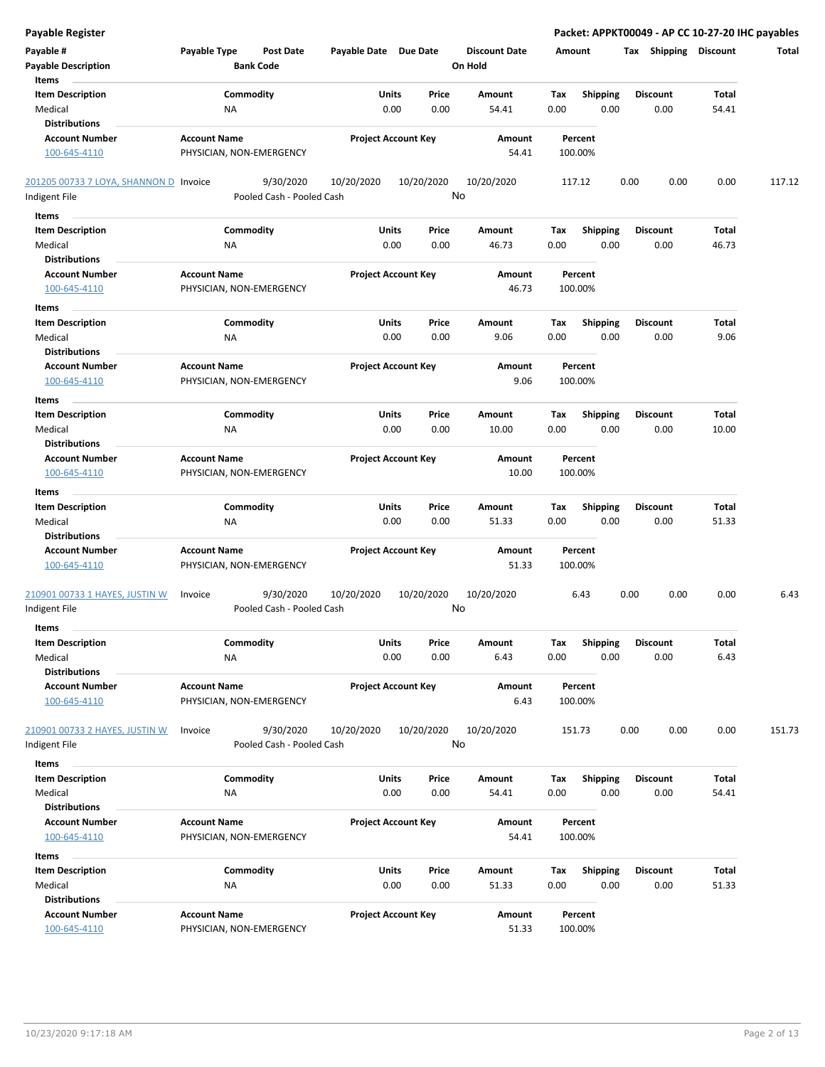**Payable Register** — **Packet: APPKT00049 - AP CC 10-27-20 IHC payables**

| Payable # | Payable Type | Post Date | Payable Date | Due Date | Discount Date | Amount | Tax | Shipping | Discount | Total |
|---|---|---|---|---|---|---|---|---|---|---|
| **Payable Description** | | **Bank Code** | | | **On Hold** | | | | | |

**Items**

| Item Description | Commodity | Units | Price | Amount | Tax | Shipping | Discount | Total |
|---|---|---|---|---|---|---|---|---|
| Medical | NA | 0.00 | 0.00 | 54.41 | 0.00 | 0.00 | 0.00 | 54.41 |

**Distributions**

| Account Number | Account Name | Project Account Key | Amount | Percent |
|---|---|---|---|---|
| 100-645-4110 | PHYSICIAN, NON-EMERGENCY | | 54.41 | 100.00% |

---

| Payable # | Payable Type | Post Date | Payable Date | Due Date | Discount Date | Amount | Tax | Shipping | Discount | Total |
|---|---|---|---|---|---|---|---|---|---|---|
| 201205 00733 7 LOYA, SHANNON D | Invoice | 9/30/2020 | 10/20/2020 | 10/20/2020 | 10/20/2020 | 117.12 | 0.00 | 0.00 | 0.00 | 117.12 |
| Indigent File | | Pooled Cash - Pooled Cash | | | No | | | | | |

**Items**

| Item Description | Commodity | Units | Price | Amount | Tax | Shipping | Discount | Total |
|---|---|---|---|---|---|---|---|---|
| Medical | NA | 0.00 | 0.00 | 46.73 | 0.00 | 0.00 | 0.00 | 46.73 |

**Distributions**

| Account Number | Account Name | Project Account Key | Amount | Percent |
|---|---|---|---|---|
| 100-645-4110 | PHYSICIAN, NON-EMERGENCY | | 46.73 | 100.00% |

**Items**

| Item Description | Commodity | Units | Price | Amount | Tax | Shipping | Discount | Total |
|---|---|---|---|---|---|---|---|---|
| Medical | NA | 0.00 | 0.00 | 9.06 | 0.00 | 0.00 | 0.00 | 9.06 |

**Distributions**

| Account Number | Account Name | Project Account Key | Amount | Percent |
|---|---|---|---|---|
| 100-645-4110 | PHYSICIAN, NON-EMERGENCY | | 9.06 | 100.00% |

**Items**

| Item Description | Commodity | Units | Price | Amount | Tax | Shipping | Discount | Total |
|---|---|---|---|---|---|---|---|---|
| Medical | NA | 0.00 | 0.00 | 10.00 | 0.00 | 0.00 | 0.00 | 10.00 |

**Distributions**

| Account Number | Account Name | Project Account Key | Amount | Percent |
|---|---|---|---|---|
| 100-645-4110 | PHYSICIAN, NON-EMERGENCY | | 10.00 | 100.00% |

**Items**

| Item Description | Commodity | Units | Price | Amount | Tax | Shipping | Discount | Total |
|---|---|---|---|---|---|---|---|---|
| Medical | NA | 0.00 | 0.00 | 51.33 | 0.00 | 0.00 | 0.00 | 51.33 |

**Distributions**

| Account Number | Account Name | Project Account Key | Amount | Percent |
|---|---|---|---|---|
| 100-645-4110 | PHYSICIAN, NON-EMERGENCY | | 51.33 | 100.00% |

---

| Payable # | Payable Type | Post Date | Payable Date | Due Date | Discount Date | Amount | Tax | Shipping | Discount | Total |
|---|---|---|---|---|---|---|---|---|---|---|
| 210901 00733 1 HAYES, JUSTIN W | Invoice | 9/30/2020 | 10/20/2020 | 10/20/2020 | 10/20/2020 | 6.43 | 0.00 | 0.00 | 0.00 | 6.43 |
| Indigent File | | Pooled Cash - Pooled Cash | | | No | | | | | |

**Items**

| Item Description | Commodity | Units | Price | Amount | Tax | Shipping | Discount | Total |
|---|---|---|---|---|---|---|---|---|
| Medical | NA | 0.00 | 0.00 | 6.43 | 0.00 | 0.00 | 0.00 | 6.43 |

**Distributions**

| Account Number | Account Name | Project Account Key | Amount | Percent |
|---|---|---|---|---|
| 100-645-4110 | PHYSICIAN, NON-EMERGENCY | | 6.43 | 100.00% |

---

| Payable # | Payable Type | Post Date | Payable Date | Due Date | Discount Date | Amount | Tax | Shipping | Discount | Total |
|---|---|---|---|---|---|---|---|---|---|---|
| 210901 00733 2 HAYES, JUSTIN W | Invoice | 9/30/2020 | 10/20/2020 | 10/20/2020 | 10/20/2020 | 151.73 | 0.00 | 0.00 | 0.00 | 151.73 |
| Indigent File | | Pooled Cash - Pooled Cash | | | No | | | | | |

**Items**

| Item Description | Commodity | Units | Price | Amount | Tax | Shipping | Discount | Total |
|---|---|---|---|---|---|---|---|---|
| Medical | NA | 0.00 | 0.00 | 54.41 | 0.00 | 0.00 | 0.00 | 54.41 |

**Distributions**

| Account Number | Account Name | Project Account Key | Amount | Percent |
|---|---|---|---|---|
| 100-645-4110 | PHYSICIAN, NON-EMERGENCY | | 54.41 | 100.00% |

**Items**

| Item Description | Commodity | Units | Price | Amount | Tax | Shipping | Discount | Total |
|---|---|---|---|---|---|---|---|---|
| Medical | NA | 0.00 | 0.00 | 51.33 | 0.00 | 0.00 | 0.00 | 51.33 |

**Distributions**

| Account Number | Account Name | Project Account Key | Amount | Percent |
|---|---|---|---|---|
| 100-645-4110 | PHYSICIAN, NON-EMERGENCY | | 51.33 | 100.00% |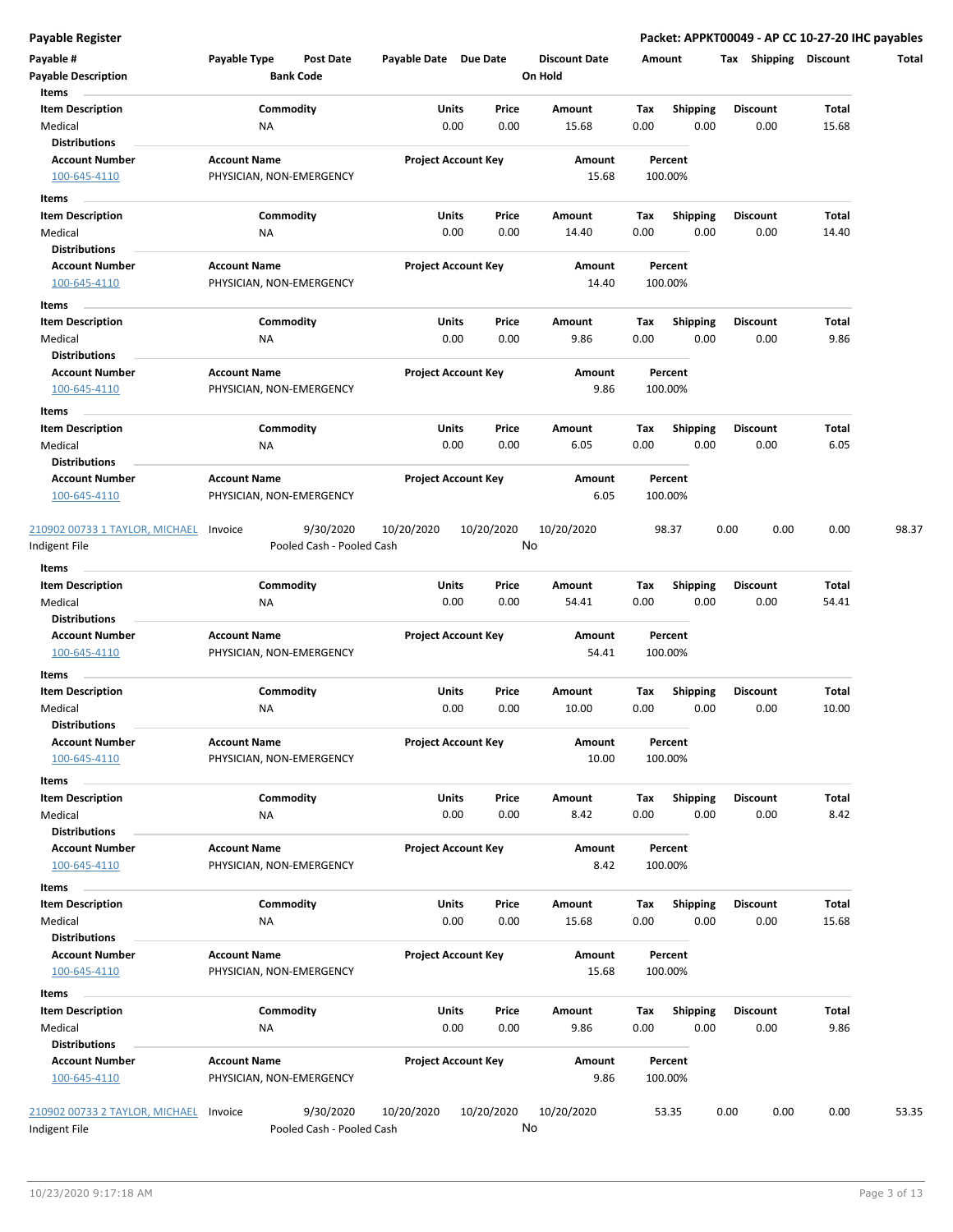**Payable Register** — **Packet: APPKT00049 - AP CC 10-27-20 IHC payables**

| Payable # | Payable Type | Post Date | Payable Date | Due Date | Discount Date | Amount | Tax | Shipping | Discount | Total |
|---|---|---|---|---|---|---|---|---|---|---|
| **Payable Description** | | **Bank Code** | | | **On Hold** | | | | | |

**Items**

| Item Description | Commodity | Units | Price | Amount | Tax | Shipping | Discount | Total |
|---|---|---|---|---|---|---|---|---|
| Medical | NA | 0.00 | 0.00 | 15.68 | 0.00 | 0.00 | 0.00 | 15.68 |

**Distributions**

| Account Number | Account Name | Project Account Key | Amount | Percent |
|---|---|---|---|---|
| 100-645-4110 | PHYSICIAN, NON-EMERGENCY | | 15.68 | 100.00% |

**Items**

| Item Description | Commodity | Units | Price | Amount | Tax | Shipping | Discount | Total |
|---|---|---|---|---|---|---|---|---|
| Medical | NA | 0.00 | 0.00 | 14.40 | 0.00 | 0.00 | 0.00 | 14.40 |

**Distributions**

| Account Number | Account Name | Project Account Key | Amount | Percent |
|---|---|---|---|---|
| 100-645-4110 | PHYSICIAN, NON-EMERGENCY | | 14.40 | 100.00% |

**Items**

| Item Description | Commodity | Units | Price | Amount | Tax | Shipping | Discount | Total |
|---|---|---|---|---|---|---|---|---|
| Medical | NA | 0.00 | 0.00 | 9.86 | 0.00 | 0.00 | 0.00 | 9.86 |

**Distributions**

| Account Number | Account Name | Project Account Key | Amount | Percent |
|---|---|---|---|---|
| 100-645-4110 | PHYSICIAN, NON-EMERGENCY | | 9.86 | 100.00% |

**Items**

| Item Description | Commodity | Units | Price | Amount | Tax | Shipping | Discount | Total |
|---|---|---|---|---|---|---|---|---|
| Medical | NA | 0.00 | 0.00 | 6.05 | 0.00 | 0.00 | 0.00 | 6.05 |

**Distributions**

| Account Number | Account Name | Project Account Key | Amount | Percent |
|---|---|---|---|---|
| 100-645-4110 | PHYSICIAN, NON-EMERGENCY | | 6.05 | 100.00% |

| Payable # | Payable Type | Post Date | Payable Date | Due Date | Discount Date | Amount | Tax | Shipping | Discount | Total |
|---|---|---|---|---|---|---|---|---|---|---|
| 210902 00733 1 TAYLOR, MICHAEL | Invoice | 9/30/2020 | 10/20/2020 | 10/20/2020 | 10/20/2020 | 98.37 | 0.00 | 0.00 | 0.00 | 98.37 |
| Indigent File | | Pooled Cash - Pooled Cash | | | No | | | | | |

**Items**

| Item Description | Commodity | Units | Price | Amount | Tax | Shipping | Discount | Total |
|---|---|---|---|---|---|---|---|---|
| Medical | NA | 0.00 | 0.00 | 54.41 | 0.00 | 0.00 | 0.00 | 54.41 |

**Distributions**

| Account Number | Account Name | Project Account Key | Amount | Percent |
|---|---|---|---|---|
| 100-645-4110 | PHYSICIAN, NON-EMERGENCY | | 54.41 | 100.00% |

**Items**

| Item Description | Commodity | Units | Price | Amount | Tax | Shipping | Discount | Total |
|---|---|---|---|---|---|---|---|---|
| Medical | NA | 0.00 | 0.00 | 10.00 | 0.00 | 0.00 | 0.00 | 10.00 |

**Distributions**

| Account Number | Account Name | Project Account Key | Amount | Percent |
|---|---|---|---|---|
| 100-645-4110 | PHYSICIAN, NON-EMERGENCY | | 10.00 | 100.00% |

**Items**

| Item Description | Commodity | Units | Price | Amount | Tax | Shipping | Discount | Total |
|---|---|---|---|---|---|---|---|---|
| Medical | NA | 0.00 | 0.00 | 8.42 | 0.00 | 0.00 | 0.00 | 8.42 |

**Distributions**

| Account Number | Account Name | Project Account Key | Amount | Percent |
|---|---|---|---|---|
| 100-645-4110 | PHYSICIAN, NON-EMERGENCY | | 8.42 | 100.00% |

**Items**

| Item Description | Commodity | Units | Price | Amount | Tax | Shipping | Discount | Total |
|---|---|---|---|---|---|---|---|---|
| Medical | NA | 0.00 | 0.00 | 15.68 | 0.00 | 0.00 | 0.00 | 15.68 |

**Distributions**

| Account Number | Account Name | Project Account Key | Amount | Percent |
|---|---|---|---|---|
| 100-645-4110 | PHYSICIAN, NON-EMERGENCY | | 15.68 | 100.00% |

**Items**

| Item Description | Commodity | Units | Price | Amount | Tax | Shipping | Discount | Total |
|---|---|---|---|---|---|---|---|---|
| Medical | NA | 0.00 | 0.00 | 9.86 | 0.00 | 0.00 | 0.00 | 9.86 |

**Distributions**

| Account Number | Account Name | Project Account Key | Amount | Percent |
|---|---|---|---|---|
| 100-645-4110 | PHYSICIAN, NON-EMERGENCY | | 9.86 | 100.00% |

| Payable # | Payable Type | Post Date | Payable Date | Due Date | Discount Date | Amount | Tax | Shipping | Discount | Total |
|---|---|---|---|---|---|---|---|---|---|---|
| 210902 00733 2 TAYLOR, MICHAEL | Invoice | 9/30/2020 | 10/20/2020 | 10/20/2020 | 10/20/2020 | 53.35 | 0.00 | 0.00 | 0.00 | 53.35 |
| Indigent File | | Pooled Cash - Pooled Cash | | | No | | | | | |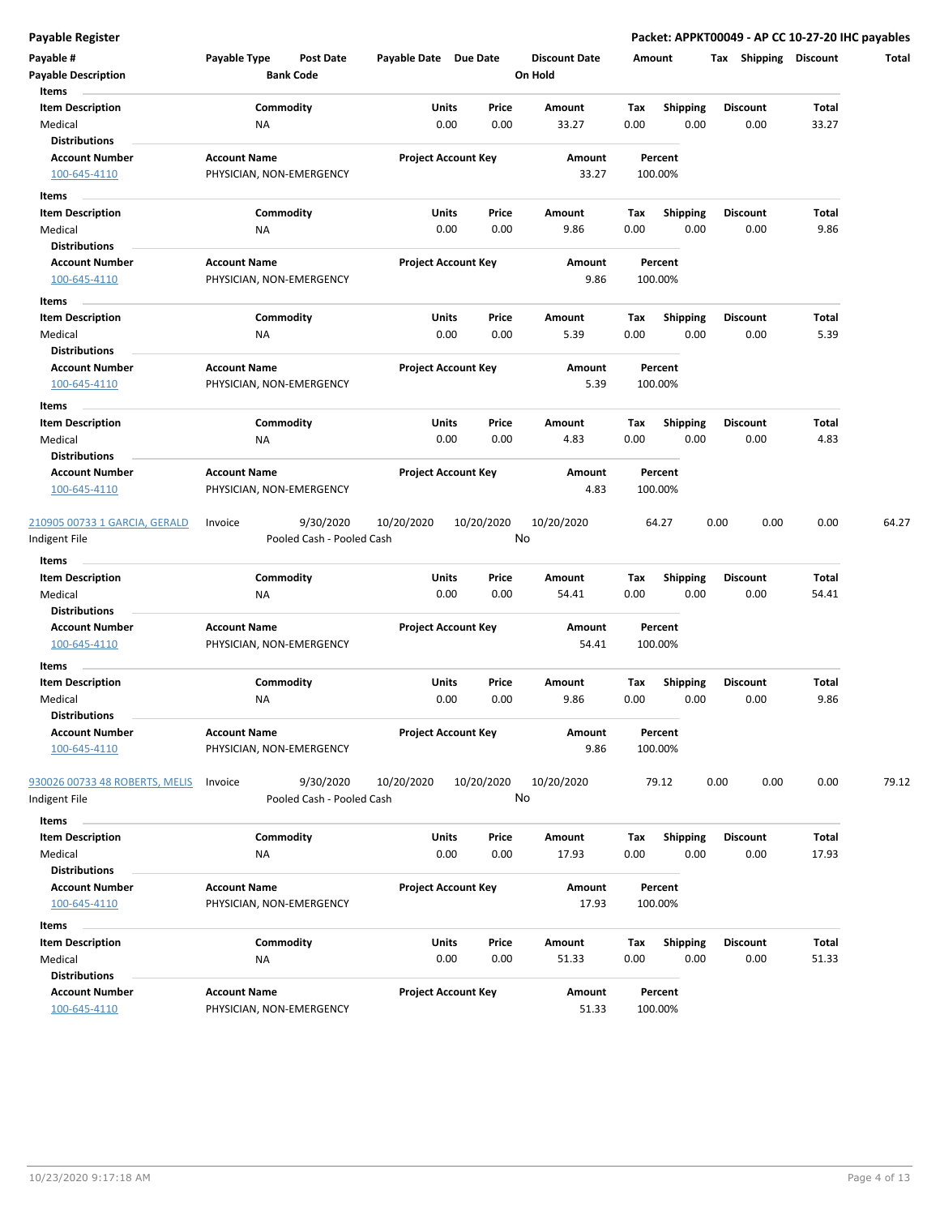## Payable Register

**Packet: APPKT00049 - AP CC 10-27-20 IHC payables**

| Payable # | Payable Type | Post Date | Payable Date | Due Date | Discount Date | Amount | Tax | Shipping | Discount | Total |
|---|---|---|---|---|---|---|---|---|---|---|
| **Payable Description** | | **Bank Code** | | | **On Hold** | | | | | |

**Items**

| Item Description | Commodity | Units | Price | Amount | Tax | Shipping | Discount | Total |
|---|---|---|---|---|---|---|---|---|
| Medical | NA | 0.00 | 0.00 | 33.27 | 0.00 | 0.00 | 0.00 | 33.27 |

**Distributions**

| Account Number | Account Name | Project Account Key | Amount | Percent |
|---|---|---|---|---|
| 100-645-4110 | PHYSICIAN, NON-EMERGENCY | | 33.27 | 100.00% |

**Items**

| Item Description | Commodity | Units | Price | Amount | Tax | Shipping | Discount | Total |
|---|---|---|---|---|---|---|---|---|
| Medical | NA | 0.00 | 0.00 | 9.86 | 0.00 | 0.00 | 0.00 | 9.86 |

**Distributions**

| Account Number | Account Name | Project Account Key | Amount | Percent |
|---|---|---|---|---|
| 100-645-4110 | PHYSICIAN, NON-EMERGENCY | | 9.86 | 100.00% |

**Items**

| Item Description | Commodity | Units | Price | Amount | Tax | Shipping | Discount | Total |
|---|---|---|---|---|---|---|---|---|
| Medical | NA | 0.00 | 0.00 | 5.39 | 0.00 | 0.00 | 0.00 | 5.39 |

**Distributions**

| Account Number | Account Name | Project Account Key | Amount | Percent |
|---|---|---|---|---|
| 100-645-4110 | PHYSICIAN, NON-EMERGENCY | | 5.39 | 100.00% |

**Items**

| Item Description | Commodity | Units | Price | Amount | Tax | Shipping | Discount | Total |
|---|---|---|---|---|---|---|---|---|
| Medical | NA | 0.00 | 0.00 | 4.83 | 0.00 | 0.00 | 0.00 | 4.83 |

**Distributions**

| Account Number | Account Name | Project Account Key | Amount | Percent |
|---|---|---|---|---|
| 100-645-4110 | PHYSICIAN, NON-EMERGENCY | | 4.83 | 100.00% |

| Payable # | Payable Type | Post Date | Payable Date | Due Date | Discount Date | Amount | Tax | Shipping | Discount | Total |
|---|---|---|---|---|---|---|---|---|---|---|
| 210905 00733 1 GARCIA, GERALD | Invoice | 9/30/2020 | 10/20/2020 | 10/20/2020 | 10/20/2020 | 64.27 | 0.00 | 0.00 | 0.00 | 64.27 |
| Indigent File | | Pooled Cash - Pooled Cash | | | No | | | | | |

**Items**

| Item Description | Commodity | Units | Price | Amount | Tax | Shipping | Discount | Total |
|---|---|---|---|---|---|---|---|---|
| Medical | NA | 0.00 | 0.00 | 54.41 | 0.00 | 0.00 | 0.00 | 54.41 |

**Distributions**

| Account Number | Account Name | Project Account Key | Amount | Percent |
|---|---|---|---|---|
| 100-645-4110 | PHYSICIAN, NON-EMERGENCY | | 54.41 | 100.00% |

**Items**

| Item Description | Commodity | Units | Price | Amount | Tax | Shipping | Discount | Total |
|---|---|---|---|---|---|---|---|---|
| Medical | NA | 0.00 | 0.00 | 9.86 | 0.00 | 0.00 | 0.00 | 9.86 |

**Distributions**

| Account Number | Account Name | Project Account Key | Amount | Percent |
|---|---|---|---|---|
| 100-645-4110 | PHYSICIAN, NON-EMERGENCY | | 9.86 | 100.00% |

| Payable # | Payable Type | Post Date | Payable Date | Due Date | Discount Date | Amount | Tax | Shipping | Discount | Total |
|---|---|---|---|---|---|---|---|---|---|---|
| 930026 00733 48 ROBERTS, MELIS | Invoice | 9/30/2020 | 10/20/2020 | 10/20/2020 | 10/20/2020 | 79.12 | 0.00 | 0.00 | 0.00 | 79.12 |
| Indigent File | | Pooled Cash - Pooled Cash | | | No | | | | | |

**Items**

| Item Description | Commodity | Units | Price | Amount | Tax | Shipping | Discount | Total |
|---|---|---|---|---|---|---|---|---|
| Medical | NA | 0.00 | 0.00 | 17.93 | 0.00 | 0.00 | 0.00 | 17.93 |

**Distributions**

| Account Number | Account Name | Project Account Key | Amount | Percent |
|---|---|---|---|---|
| 100-645-4110 | PHYSICIAN, NON-EMERGENCY | | 17.93 | 100.00% |

**Items**

| Item Description | Commodity | Units | Price | Amount | Tax | Shipping | Discount | Total |
|---|---|---|---|---|---|---|---|---|
| Medical | NA | 0.00 | 0.00 | 51.33 | 0.00 | 0.00 | 0.00 | 51.33 |

**Distributions**

| Account Number | Account Name | Project Account Key | Amount | Percent |
|---|---|---|---|---|
| 100-645-4110 | PHYSICIAN, NON-EMERGENCY | | 51.33 | 100.00% |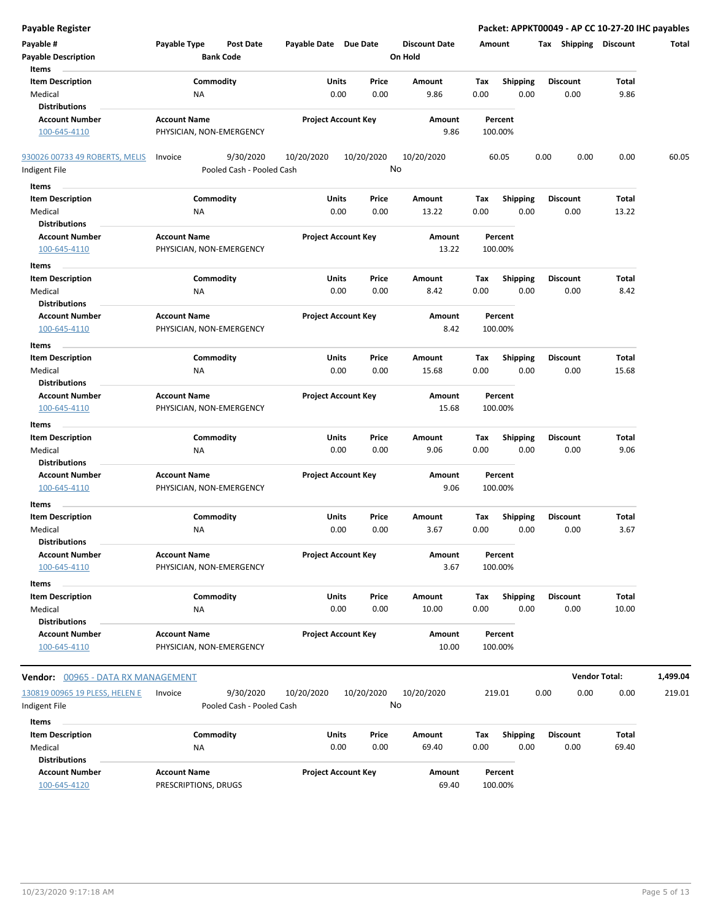**Payable Register**

**Packet: APPKT00049 - AP CC 10-27-20 IHC payables**

| Payable # | Payable Type | Post Date | Payable Date | Due Date | Discount Date | Amount | Tax | Shipping | Discount | Total |
|---|---|---|---|---|---|---|---|---|---|---|
| **Payable Description** | | **Bank Code** | | | **On Hold** | | | | | |

**Items**

| Item Description | Commodity | Units | Price | Amount | Tax | Shipping | Discount | Total |
|---|---|---|---|---|---|---|---|---|
| Medical | NA | 0.00 | 0.00 | 9.86 | 0.00 | 0.00 | 0.00 | 9.86 |

**Distributions**

| Account Number | Account Name | Project Account Key | Amount | Percent |
|---|---|---|---|---|
| 100-645-4110 | PHYSICIAN, NON-EMERGENCY | | 9.86 | 100.00% |

| Payable # | Payable Type | Post Date | Payable Date | Due Date | Discount Date | Amount | Tax | Shipping | Discount | Total |
|---|---|---|---|---|---|---|---|---|---|---|
| 930026 00733 49 ROBERTS, MELIS | Invoice | 9/30/2020 | 10/20/2020 | 10/20/2020 | 10/20/2020 | 60.05 | 0.00 | 0.00 | 0.00 | 60.05 |
| Indigent File | | Pooled Cash - Pooled Cash | | | No | | | | | |

**Items**

| Item Description | Commodity | Units | Price | Amount | Tax | Shipping | Discount | Total |
|---|---|---|---|---|---|---|---|---|
| Medical | NA | 0.00 | 0.00 | 13.22 | 0.00 | 0.00 | 0.00 | 13.22 |

**Distributions**

| Account Number | Account Name | Project Account Key | Amount | Percent |
|---|---|---|---|---|
| 100-645-4110 | PHYSICIAN, NON-EMERGENCY | | 13.22 | 100.00% |

**Items**

| Item Description | Commodity | Units | Price | Amount | Tax | Shipping | Discount | Total |
|---|---|---|---|---|---|---|---|---|
| Medical | NA | 0.00 | 0.00 | 8.42 | 0.00 | 0.00 | 0.00 | 8.42 |

**Distributions**

| Account Number | Account Name | Project Account Key | Amount | Percent |
|---|---|---|---|---|
| 100-645-4110 | PHYSICIAN, NON-EMERGENCY | | 8.42 | 100.00% |

**Items**

| Item Description | Commodity | Units | Price | Amount | Tax | Shipping | Discount | Total |
|---|---|---|---|---|---|---|---|---|
| Medical | NA | 0.00 | 0.00 | 15.68 | 0.00 | 0.00 | 0.00 | 15.68 |

**Distributions**

| Account Number | Account Name | Project Account Key | Amount | Percent |
|---|---|---|---|---|
| 100-645-4110 | PHYSICIAN, NON-EMERGENCY | | 15.68 | 100.00% |

**Items**

| Item Description | Commodity | Units | Price | Amount | Tax | Shipping | Discount | Total |
|---|---|---|---|---|---|---|---|---|
| Medical | NA | 0.00 | 0.00 | 9.06 | 0.00 | 0.00 | 0.00 | 9.06 |

**Distributions**

| Account Number | Account Name | Project Account Key | Amount | Percent |
|---|---|---|---|---|
| 100-645-4110 | PHYSICIAN, NON-EMERGENCY | | 9.06 | 100.00% |

**Items**

| Item Description | Commodity | Units | Price | Amount | Tax | Shipping | Discount | Total |
|---|---|---|---|---|---|---|---|---|
| Medical | NA | 0.00 | 0.00 | 3.67 | 0.00 | 0.00 | 0.00 | 3.67 |

**Distributions**

| Account Number | Account Name | Project Account Key | Amount | Percent |
|---|---|---|---|---|
| 100-645-4110 | PHYSICIAN, NON-EMERGENCY | | 3.67 | 100.00% |

**Items**

| Item Description | Commodity | Units | Price | Amount | Tax | Shipping | Discount | Total |
|---|---|---|---|---|---|---|---|---|
| Medical | NA | 0.00 | 0.00 | 10.00 | 0.00 | 0.00 | 0.00 | 10.00 |

**Distributions**

| Account Number | Account Name | Project Account Key | Amount | Percent |
|---|---|---|---|---|
| 100-645-4110 | PHYSICIAN, NON-EMERGENCY | | 10.00 | 100.00% |

**Vendor:** 00965 - DATA RX MANAGEMENT — **Vendor Total:** 1,499.04

| Payable # | Payable Type | Post Date | Payable Date | Due Date | Discount Date | Amount | Tax | Shipping | Discount | Total |
|---|---|---|---|---|---|---|---|---|---|---|
| 130819 00965 19 PLESS, HELEN E | Invoice | 9/30/2020 | 10/20/2020 | 10/20/2020 | 10/20/2020 | 219.01 | 0.00 | 0.00 | 0.00 | 219.01 |
| Indigent File | | Pooled Cash - Pooled Cash | | | No | | | | | |

**Items**

| Item Description | Commodity | Units | Price | Amount | Tax | Shipping | Discount | Total |
|---|---|---|---|---|---|---|---|---|
| Medical | NA | 0.00 | 0.00 | 69.40 | 0.00 | 0.00 | 0.00 | 69.40 |

**Distributions**

| Account Number | Account Name | Project Account Key | Amount | Percent |
|---|---|---|---|---|
| 100-645-4120 | PRESCRIPTIONS, DRUGS | | 69.40 | 100.00% |

10/23/2020 9:17:18 AM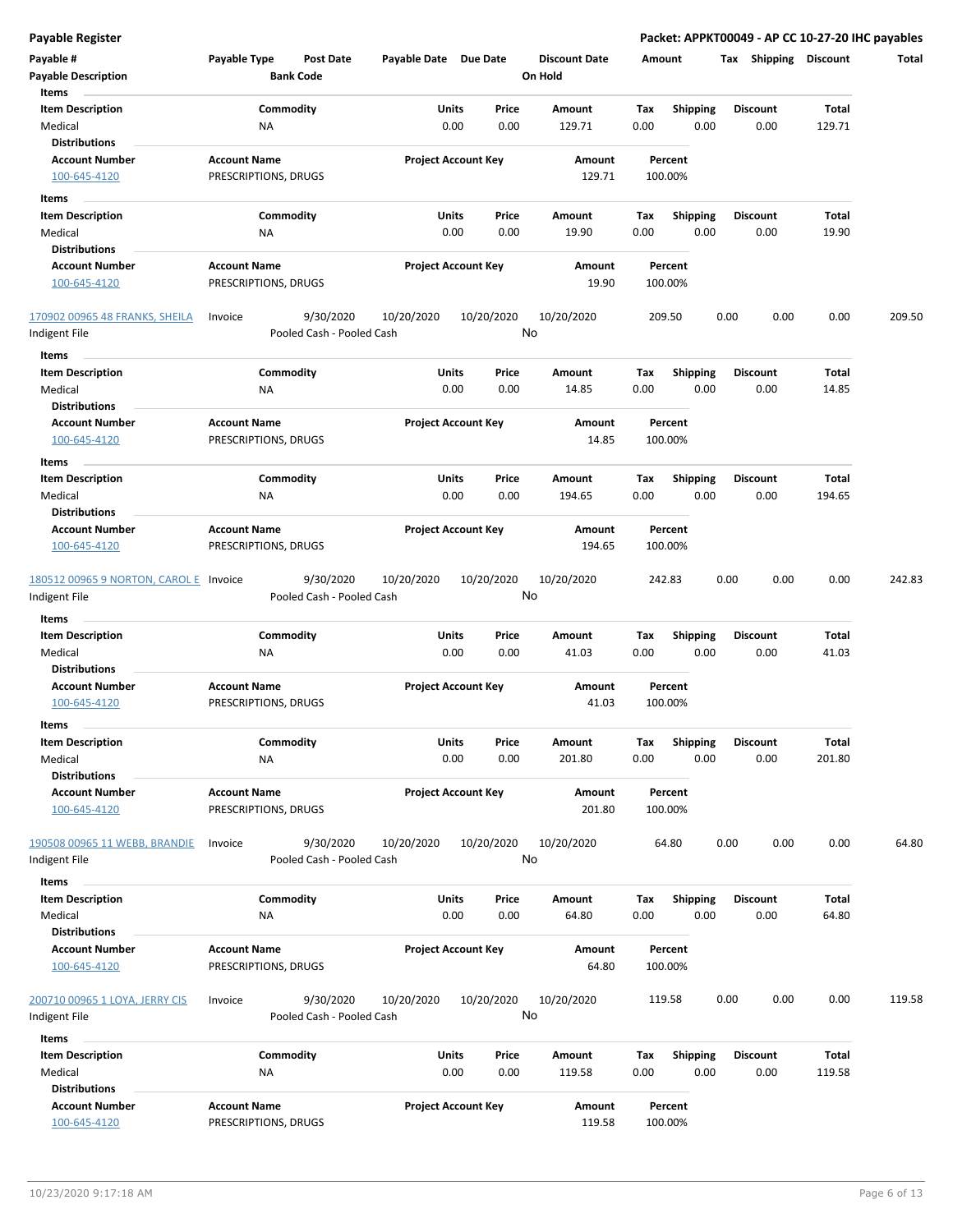| Payable # | Payable Type | Post Date | Payable Date | Due Date | Discount Date | Amount | Tax | Shipping | Discount | Total |
|---|---|---|---|---|---|---|---|---|---|---|
| Payable Description | | Bank Code | | | On Hold | | | | | |

**Items**

| Item Description | Commodity | Units | Price | Amount | Tax | Shipping | Discount | Total |
|---|---|---|---|---|---|---|---|---|
| Medical | NA | 0.00 | 0.00 | 129.71 | 0.00 | 0.00 | 0.00 | 129.71 |

**Distributions**

| Account Number | Account Name | Project Account Key | Amount | Percent |
|---|---|---|---|---|
| 100-645-4120 | PRESCRIPTIONS, DRUGS | | 129.71 | 100.00% |

**Items**

| Item Description | Commodity | Units | Price | Amount | Tax | Shipping | Discount | Total |
|---|---|---|---|---|---|---|---|---|
| Medical | NA | 0.00 | 0.00 | 19.90 | 0.00 | 0.00 | 0.00 | 19.90 |

**Distributions**

| Account Number | Account Name | Project Account Key | Amount | Percent |
|---|---|---|---|---|
| 100-645-4120 | PRESCRIPTIONS, DRUGS | | 19.90 | 100.00% |

| Payable # | Payable Type | Post Date | Payable Date | Due Date | Discount Date | Amount | Tax | Shipping | Discount | Total |
|---|---|---|---|---|---|---|---|---|---|---|
| 170902 00965 48 FRANKS, SHEILA | Invoice | 9/30/2020 | 10/20/2020 | 10/20/2020 | 10/20/2020 | 209.50 | 0.00 | 0.00 | 0.00 | 209.50 |
| Indigent File | | Pooled Cash - Pooled Cash | | | No | | | | | |

**Items**

| Item Description | Commodity | Units | Price | Amount | Tax | Shipping | Discount | Total |
|---|---|---|---|---|---|---|---|---|
| Medical | NA | 0.00 | 0.00 | 14.85 | 0.00 | 0.00 | 0.00 | 14.85 |

**Distributions**

| Account Number | Account Name | Project Account Key | Amount | Percent |
|---|---|---|---|---|
| 100-645-4120 | PRESCRIPTIONS, DRUGS | | 14.85 | 100.00% |

**Items**

| Item Description | Commodity | Units | Price | Amount | Tax | Shipping | Discount | Total |
|---|---|---|---|---|---|---|---|---|
| Medical | NA | 0.00 | 0.00 | 194.65 | 0.00 | 0.00 | 0.00 | 194.65 |

**Distributions**

| Account Number | Account Name | Project Account Key | Amount | Percent |
|---|---|---|---|---|
| 100-645-4120 | PRESCRIPTIONS, DRUGS | | 194.65 | 100.00% |

| Payable # | Payable Type | Post Date | Payable Date | Due Date | Discount Date | Amount | Tax | Shipping | Discount | Total |
|---|---|---|---|---|---|---|---|---|---|---|
| 180512 00965 9 NORTON, CAROL E | Invoice | 9/30/2020 | 10/20/2020 | 10/20/2020 | 10/20/2020 | 242.83 | 0.00 | 0.00 | 0.00 | 242.83 |
| Indigent File | | Pooled Cash - Pooled Cash | | | No | | | | | |

**Items**

| Item Description | Commodity | Units | Price | Amount | Tax | Shipping | Discount | Total |
|---|---|---|---|---|---|---|---|---|
| Medical | NA | 0.00 | 0.00 | 41.03 | 0.00 | 0.00 | 0.00 | 41.03 |

**Distributions**

| Account Number | Account Name | Project Account Key | Amount | Percent |
|---|---|---|---|---|
| 100-645-4120 | PRESCRIPTIONS, DRUGS | | 41.03 | 100.00% |

**Items**

| Item Description | Commodity | Units | Price | Amount | Tax | Shipping | Discount | Total |
|---|---|---|---|---|---|---|---|---|
| Medical | NA | 0.00 | 0.00 | 201.80 | 0.00 | 0.00 | 0.00 | 201.80 |

**Distributions**

| Account Number | Account Name | Project Account Key | Amount | Percent |
|---|---|---|---|---|
| 100-645-4120 | PRESCRIPTIONS, DRUGS | | 201.80 | 100.00% |

| Payable # | Payable Type | Post Date | Payable Date | Due Date | Discount Date | Amount | Tax | Shipping | Discount | Total |
|---|---|---|---|---|---|---|---|---|---|---|
| 190508 00965 11 WEBB, BRANDIE | Invoice | 9/30/2020 | 10/20/2020 | 10/20/2020 | 10/20/2020 | 64.80 | 0.00 | 0.00 | 0.00 | 64.80 |
| Indigent File | | Pooled Cash - Pooled Cash | | | No | | | | | |

**Items**

| Item Description | Commodity | Units | Price | Amount | Tax | Shipping | Discount | Total |
|---|---|---|---|---|---|---|---|---|
| Medical | NA | 0.00 | 0.00 | 64.80 | 0.00 | 0.00 | 0.00 | 64.80 |

**Distributions**

| Account Number | Account Name | Project Account Key | Amount | Percent |
|---|---|---|---|---|
| 100-645-4120 | PRESCRIPTIONS, DRUGS | | 64.80 | 100.00% |

| Payable # | Payable Type | Post Date | Payable Date | Due Date | Discount Date | Amount | Tax | Shipping | Discount | Total |
|---|---|---|---|---|---|---|---|---|---|---|
| 200710 00965 1 LOYA, JERRY CIS | Invoice | 9/30/2020 | 10/20/2020 | 10/20/2020 | 10/20/2020 | 119.58 | 0.00 | 0.00 | 0.00 | 119.58 |
| Indigent File | | Pooled Cash - Pooled Cash | | | No | | | | | |

**Items**

| Item Description | Commodity | Units | Price | Amount | Tax | Shipping | Discount | Total |
|---|---|---|---|---|---|---|---|---|
| Medical | NA | 0.00 | 0.00 | 119.58 | 0.00 | 0.00 | 0.00 | 119.58 |

**Distributions**

| Account Number | Account Name | Project Account Key | Amount | Percent |
|---|---|---|---|---|
| 100-645-4120 | PRESCRIPTIONS, DRUGS | | 119.58 | 100.00% |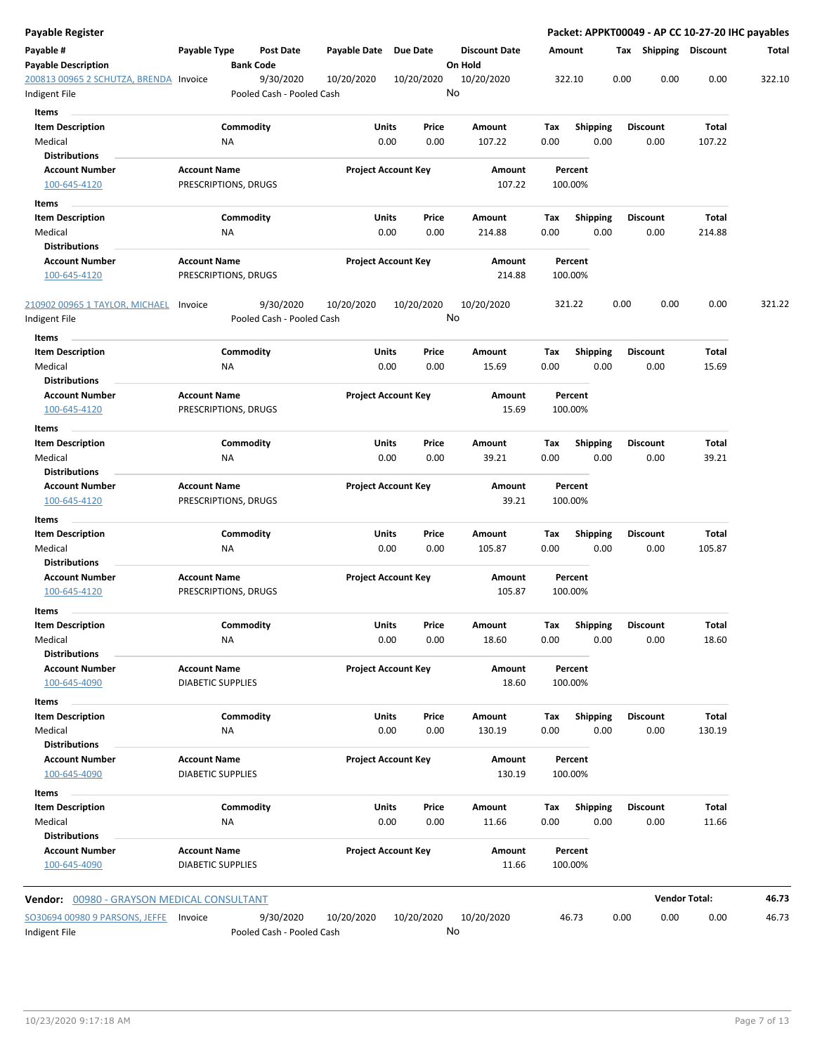**Payable Register** — **Packet: APPKT00049 - AP CC 10-27-20 IHC payables**

| Payable # | Payable Type | Post Date | Payable Date | Due Date | Discount Date | Amount | Tax | Shipping | Discount | Total |
|---|---|---|---|---|---|---|---|---|---|---|
| **Payable Description** | | **Bank Code** | | | **On Hold** | | | | | |
| 200813 00965 2 SCHUTZA, BRENDA | Invoice | 9/30/2020 | 10/20/2020 | 10/20/2020 | 10/20/2020 | 322.10 | 0.00 | 0.00 | 0.00 | 322.10 |
| Indigent File | | Pooled Cash - Pooled Cash | | | No | | | | | |

**Items**

| Item Description | Commodity | Units | Price | Amount | Tax | Shipping | Discount | Total |
|---|---|---|---|---|---|---|---|---|
| Medical | NA | 0.00 | 0.00 | 107.22 | 0.00 | 0.00 | 0.00 | 107.22 |

**Distributions**

| Account Number | Account Name | Project Account Key | Amount | Percent |
|---|---|---|---|---|
| 100-645-4120 | PRESCRIPTIONS, DRUGS | | 107.22 | 100.00% |

**Items**

| Item Description | Commodity | Units | Price | Amount | Tax | Shipping | Discount | Total |
|---|---|---|---|---|---|---|---|---|
| Medical | NA | 0.00 | 0.00 | 214.88 | 0.00 | 0.00 | 0.00 | 214.88 |

**Distributions**

| Account Number | Account Name | Project Account Key | Amount | Percent |
|---|---|---|---|---|
| 100-645-4120 | PRESCRIPTIONS, DRUGS | | 214.88 | 100.00% |

| Payable # | Payable Type | Post Date | Payable Date | Due Date | Discount Date | Amount | Tax | Shipping | Discount | Total |
|---|---|---|---|---|---|---|---|---|---|---|
| 210902 00965 1 TAYLOR, MICHAEL | Invoice | 9/30/2020 | 10/20/2020 | 10/20/2020 | 10/20/2020 | 321.22 | 0.00 | 0.00 | 0.00 | 321.22 |
| Indigent File | | Pooled Cash - Pooled Cash | | | No | | | | | |

**Items**

| Item Description | Commodity | Units | Price | Amount | Tax | Shipping | Discount | Total |
|---|---|---|---|---|---|---|---|---|
| Medical | NA | 0.00 | 0.00 | 15.69 | 0.00 | 0.00 | 0.00 | 15.69 |

**Distributions**

| Account Number | Account Name | Project Account Key | Amount | Percent |
|---|---|---|---|---|
| 100-645-4120 | PRESCRIPTIONS, DRUGS | | 15.69 | 100.00% |

**Items**

| Item Description | Commodity | Units | Price | Amount | Tax | Shipping | Discount | Total |
|---|---|---|---|---|---|---|---|---|
| Medical | NA | 0.00 | 0.00 | 39.21 | 0.00 | 0.00 | 0.00 | 39.21 |

**Distributions**

| Account Number | Account Name | Project Account Key | Amount | Percent |
|---|---|---|---|---|
| 100-645-4120 | PRESCRIPTIONS, DRUGS | | 39.21 | 100.00% |

**Items**

| Item Description | Commodity | Units | Price | Amount | Tax | Shipping | Discount | Total |
|---|---|---|---|---|---|---|---|---|
| Medical | NA | 0.00 | 0.00 | 105.87 | 0.00 | 0.00 | 0.00 | 105.87 |

**Distributions**

| Account Number | Account Name | Project Account Key | Amount | Percent |
|---|---|---|---|---|
| 100-645-4120 | PRESCRIPTIONS, DRUGS | | 105.87 | 100.00% |

**Items**

| Item Description | Commodity | Units | Price | Amount | Tax | Shipping | Discount | Total |
|---|---|---|---|---|---|---|---|---|
| Medical | NA | 0.00 | 0.00 | 18.60 | 0.00 | 0.00 | 0.00 | 18.60 |

**Distributions**

| Account Number | Account Name | Project Account Key | Amount | Percent |
|---|---|---|---|---|
| 100-645-4090 | DIABETIC SUPPLIES | | 18.60 | 100.00% |

**Items**

| Item Description | Commodity | Units | Price | Amount | Tax | Shipping | Discount | Total |
|---|---|---|---|---|---|---|---|---|
| Medical | NA | 0.00 | 0.00 | 130.19 | 0.00 | 0.00 | 0.00 | 130.19 |

**Distributions**

| Account Number | Account Name | Project Account Key | Amount | Percent |
|---|---|---|---|---|
| 100-645-4090 | DIABETIC SUPPLIES | | 130.19 | 100.00% |

**Items**

| Item Description | Commodity | Units | Price | Amount | Tax | Shipping | Discount | Total |
|---|---|---|---|---|---|---|---|---|
| Medical | NA | 0.00 | 0.00 | 11.66 | 0.00 | 0.00 | 0.00 | 11.66 |

**Distributions**

| Account Number | Account Name | Project Account Key | Amount | Percent |
|---|---|---|---|---|
| 100-645-4090 | DIABETIC SUPPLIES | | 11.66 | 100.00% |

**Vendor:** 00980 - GRAYSON MEDICAL CONSULTANT — **Vendor Total: 46.73**

| Payable # | Payable Type | Post Date | Payable Date | Due Date | Discount Date | Amount | Tax | Shipping | Discount | Total |
|---|---|---|---|---|---|---|---|---|---|---|
| SO30694 00980 9 PARSONS, JEFFE | Invoice | 9/30/2020 | 10/20/2020 | 10/20/2020 | 10/20/2020 | 46.73 | 0.00 | 0.00 | 0.00 | 46.73 |
| Indigent File | | Pooled Cash - Pooled Cash | | | No | | | | | |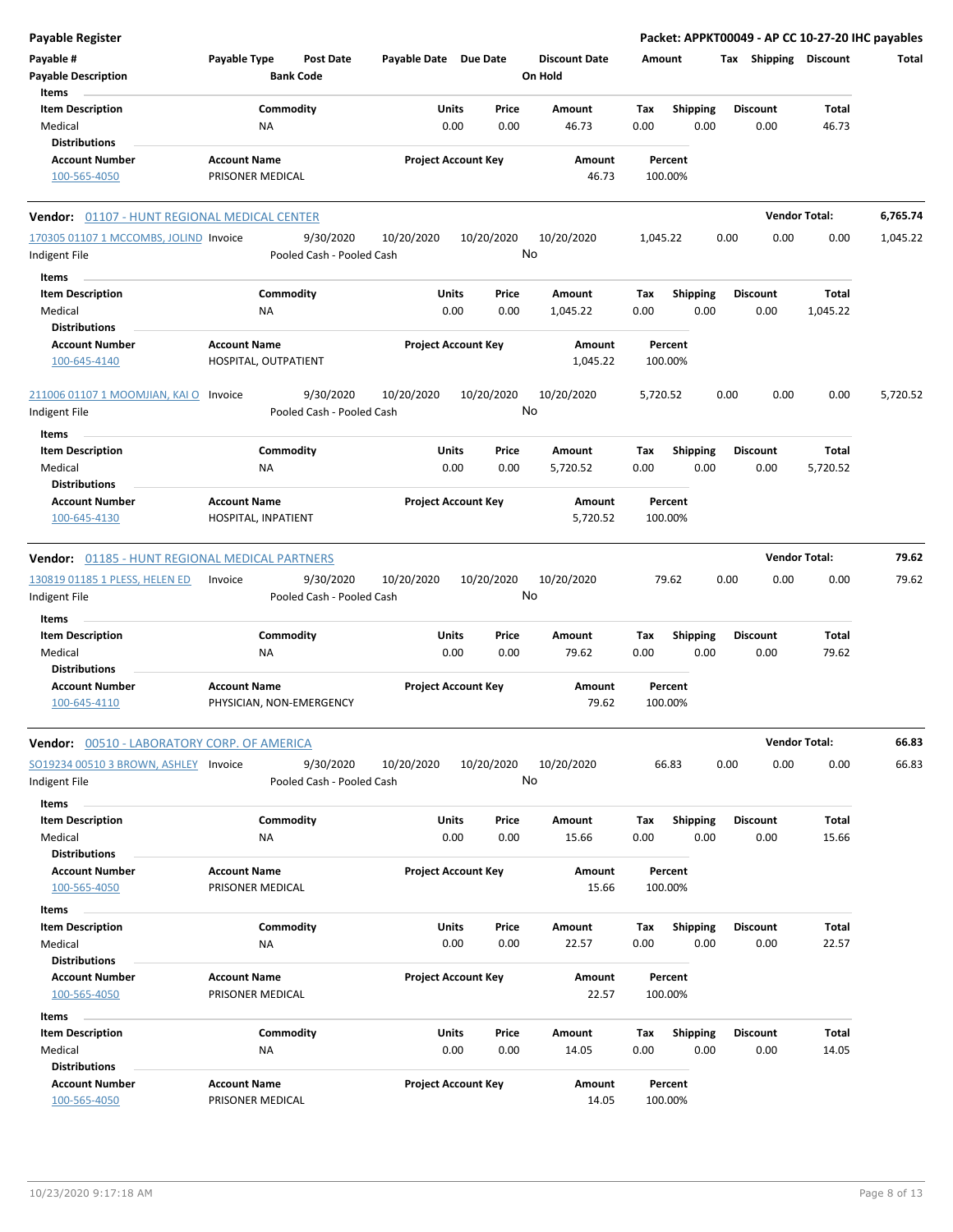**Payable Register** — **Packet: APPKT00049 - AP CC 10-27-20 IHC payables**

| Payable # / Payable Description | Payable Type | Post Date / Bank Code | Payable Date | Due Date | Discount Date / On Hold | Amount | Tax | Shipping | Discount | Total |
|---|---|---|---|---|---|---|---|---|---|---|

**Items**

| Item Description | Commodity | Units | Price | Amount | Tax | Shipping | Discount | Total |
|---|---|---|---|---|---|---|---|---|
| Medical | NA | 0.00 | 0.00 | 46.73 | 0.00 | 0.00 | 0.00 | 46.73 |

**Distributions**

| Account Number | Account Name | Project Account Key | Amount | Percent |
|---|---|---|---|---|
| 100-565-4050 | PRISONER MEDICAL | | 46.73 | 100.00% |

---

**Vendor: 01107 - HUNT REGIONAL MEDICAL CENTER** — **Vendor Total: 6,765.74**

| Payable # | Payable Type | Post Date | Payable Date | Due Date | Discount Date | Amount | Tax | Shipping | Discount | Total |
|---|---|---|---|---|---|---|---|---|---|---|
| 170305 01107 1 MCCOMBS, JOLIND | Invoice | 9/30/2020 | 10/20/2020 | 10/20/2020 | 10/20/2020 | 1,045.22 | 0.00 | 0.00 | 0.00 | 1,045.22 |
| Indigent File | | Pooled Cash - Pooled Cash | | | No | | | | | |

**Items**

| Item Description | Commodity | Units | Price | Amount | Tax | Shipping | Discount | Total |
|---|---|---|---|---|---|---|---|---|
| Medical | NA | 0.00 | 0.00 | 1,045.22 | 0.00 | 0.00 | 0.00 | 1,045.22 |

**Distributions**

| Account Number | Account Name | Project Account Key | Amount | Percent |
|---|---|---|---|---|
| 100-645-4140 | HOSPITAL, OUTPATIENT | | 1,045.22 | 100.00% |

| Payable # | Payable Type | Post Date | Payable Date | Due Date | Discount Date | Amount | Tax | Shipping | Discount | Total |
|---|---|---|---|---|---|---|---|---|---|---|
| 211006 01107 1 MOOMJIAN, KAI O | Invoice | 9/30/2020 | 10/20/2020 | 10/20/2020 | 10/20/2020 | 5,720.52 | 0.00 | 0.00 | 0.00 | 5,720.52 |
| Indigent File | | Pooled Cash - Pooled Cash | | | No | | | | | |

**Items**

| Item Description | Commodity | Units | Price | Amount | Tax | Shipping | Discount | Total |
|---|---|---|---|---|---|---|---|---|
| Medical | NA | 0.00 | 0.00 | 5,720.52 | 0.00 | 0.00 | 0.00 | 5,720.52 |

**Distributions**

| Account Number | Account Name | Project Account Key | Amount | Percent |
|---|---|---|---|---|
| 100-645-4130 | HOSPITAL, INPATIENT | | 5,720.52 | 100.00% |

---

**Vendor: 01185 - HUNT REGIONAL MEDICAL PARTNERS** — **Vendor Total: 79.62**

| Payable # | Payable Type | Post Date | Payable Date | Due Date | Discount Date | Amount | Tax | Shipping | Discount | Total |
|---|---|---|---|---|---|---|---|---|---|---|
| 130819 01185 1 PLESS, HELEN ED | Invoice | 9/30/2020 | 10/20/2020 | 10/20/2020 | 10/20/2020 | 79.62 | 0.00 | 0.00 | 0.00 | 79.62 |
| Indigent File | | Pooled Cash - Pooled Cash | | | No | | | | | |

**Items**

| Item Description | Commodity | Units | Price | Amount | Tax | Shipping | Discount | Total |
|---|---|---|---|---|---|---|---|---|
| Medical | NA | 0.00 | 0.00 | 79.62 | 0.00 | 0.00 | 0.00 | 79.62 |

**Distributions**

| Account Number | Account Name | Project Account Key | Amount | Percent |
|---|---|---|---|---|
| 100-645-4110 | PHYSICIAN, NON-EMERGENCY | | 79.62 | 100.00% |

---

**Vendor: 00510 - LABORATORY CORP. OF AMERICA** — **Vendor Total: 66.83**

| Payable # | Payable Type | Post Date | Payable Date | Due Date | Discount Date | Amount | Tax | Shipping | Discount | Total |
|---|---|---|---|---|---|---|---|---|---|---|
| SO19234 00510 3 BROWN, ASHLEY | Invoice | 9/30/2020 | 10/20/2020 | 10/20/2020 | 10/20/2020 | 66.83 | 0.00 | 0.00 | 0.00 | 66.83 |
| Indigent File | | Pooled Cash - Pooled Cash | | | No | | | | | |

**Items**

| Item Description | Commodity | Units | Price | Amount | Tax | Shipping | Discount | Total |
|---|---|---|---|---|---|---|---|---|
| Medical | NA | 0.00 | 0.00 | 15.66 | 0.00 | 0.00 | 0.00 | 15.66 |

**Distributions**

| Account Number | Account Name | Project Account Key | Amount | Percent |
|---|---|---|---|---|
| 100-565-4050 | PRISONER MEDICAL | | 15.66 | 100.00% |

**Items**

| Item Description | Commodity | Units | Price | Amount | Tax | Shipping | Discount | Total |
|---|---|---|---|---|---|---|---|---|
| Medical | NA | 0.00 | 0.00 | 22.57 | 0.00 | 0.00 | 0.00 | 22.57 |

**Distributions**

| Account Number | Account Name | Project Account Key | Amount | Percent |
|---|---|---|---|---|
| 100-565-4050 | PRISONER MEDICAL | | 22.57 | 100.00% |

**Items**

| Item Description | Commodity | Units | Price | Amount | Tax | Shipping | Discount | Total |
|---|---|---|---|---|---|---|---|---|
| Medical | NA | 0.00 | 0.00 | 14.05 | 0.00 | 0.00 | 0.00 | 14.05 |

**Distributions**

| Account Number | Account Name | Project Account Key | Amount | Percent |
|---|---|---|---|---|
| 100-565-4050 | PRISONER MEDICAL | | 14.05 | 100.00% |

10/23/2020 9:17:18 AM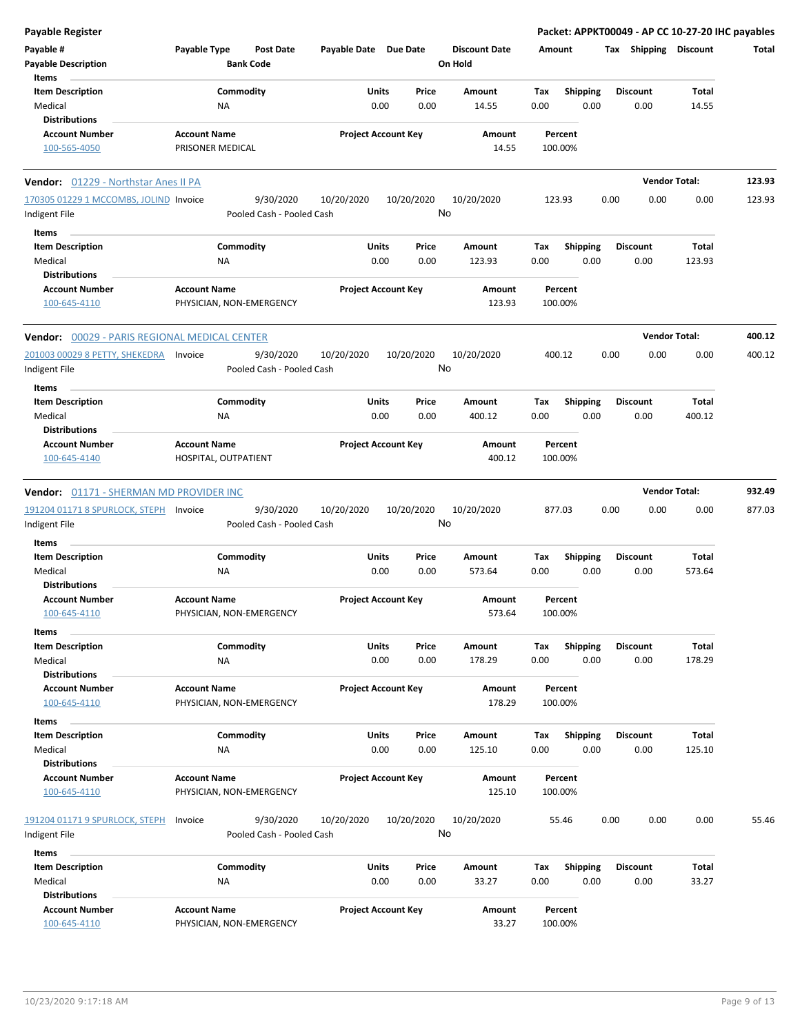**Payable Register** | **Packet: APPKT00049 - AP CC 10-27-20 IHC payables**

| Payable # | Payable Type | Post Date | Payable Date | Due Date | Discount Date | Amount | Tax | Shipping | Discount | Total |
|---|---|---|---|---|---|---|---|---|---|---|
| Payable Description | | Bank Code | | | On Hold | | | | | |

Items

| Item Description | Commodity | Units | Price | Amount | Tax | Shipping | Discount | Total |
|---|---|---|---|---|---|---|---|---|
| Medical | NA | 0.00 | 0.00 | 14.55 | 0.00 | 0.00 | 0.00 | 14.55 |

Distributions

| Account Number | Account Name | Project Account Key | Amount | Percent |
|---|---|---|---|---|
| 100-565-4050 | PRISONER MEDICAL | | 14.55 | 100.00% |

---

**Vendor:** 01229 - Northstar Anes II PA — **Vendor Total: 123.93**

| Payable # | Payable Type | Post Date | Payable Date | Due Date | Discount Date | Amount | Tax | Shipping | Discount | Total |
|---|---|---|---|---|---|---|---|---|---|---|
| 170305 01229 1 MCCOMBS, JOLIND | Invoice | 9/30/2020 | 10/20/2020 | 10/20/2020 | 10/20/2020 | 123.93 | 0.00 | 0.00 | 0.00 | 123.93 |
| Indigent File | | Pooled Cash - Pooled Cash | | | No | | | | | |

Items

| Item Description | Commodity | Units | Price | Amount | Tax | Shipping | Discount | Total |
|---|---|---|---|---|---|---|---|---|
| Medical | NA | 0.00 | 0.00 | 123.93 | 0.00 | 0.00 | 0.00 | 123.93 |

Distributions

| Account Number | Account Name | Project Account Key | Amount | Percent |
|---|---|---|---|---|
| 100-645-4110 | PHYSICIAN, NON-EMERGENCY | | 123.93 | 100.00% |

---

**Vendor:** 00029 - PARIS REGIONAL MEDICAL CENTER — **Vendor Total: 400.12**

| Payable # | Payable Type | Post Date | Payable Date | Due Date | Discount Date | Amount | Tax | Shipping | Discount | Total |
|---|---|---|---|---|---|---|---|---|---|---|
| 201003 00029 8 PETTY, SHEKEDRA | Invoice | 9/30/2020 | 10/20/2020 | 10/20/2020 | 10/20/2020 | 400.12 | 0.00 | 0.00 | 0.00 | 400.12 |
| Indigent File | | Pooled Cash - Pooled Cash | | | No | | | | | |

Items

| Item Description | Commodity | Units | Price | Amount | Tax | Shipping | Discount | Total |
|---|---|---|---|---|---|---|---|---|
| Medical | NA | 0.00 | 0.00 | 400.12 | 0.00 | 0.00 | 0.00 | 400.12 |

Distributions

| Account Number | Account Name | Project Account Key | Amount | Percent |
|---|---|---|---|---|
| 100-645-4140 | HOSPITAL, OUTPATIENT | | 400.12 | 100.00% |

---

**Vendor:** 01171 - SHERMAN MD PROVIDER INC — **Vendor Total: 932.49**

| Payable # | Payable Type | Post Date | Payable Date | Due Date | Discount Date | Amount | Tax | Shipping | Discount | Total |
|---|---|---|---|---|---|---|---|---|---|---|
| 191204 01171 8 SPURLOCK, STEPH | Invoice | 9/30/2020 | 10/20/2020 | 10/20/2020 | 10/20/2020 | 877.03 | 0.00 | 0.00 | 0.00 | 877.03 |
| Indigent File | | Pooled Cash - Pooled Cash | | | No | | | | | |

Items

| Item Description | Commodity | Units | Price | Amount | Tax | Shipping | Discount | Total |
|---|---|---|---|---|---|---|---|---|
| Medical | NA | 0.00 | 0.00 | 573.64 | 0.00 | 0.00 | 0.00 | 573.64 |

Distributions

| Account Number | Account Name | Project Account Key | Amount | Percent |
|---|---|---|---|---|
| 100-645-4110 | PHYSICIAN, NON-EMERGENCY | | 573.64 | 100.00% |

Items

| Item Description | Commodity | Units | Price | Amount | Tax | Shipping | Discount | Total |
|---|---|---|---|---|---|---|---|---|
| Medical | NA | 0.00 | 0.00 | 178.29 | 0.00 | 0.00 | 0.00 | 178.29 |

Distributions

| Account Number | Account Name | Project Account Key | Amount | Percent |
|---|---|---|---|---|
| 100-645-4110 | PHYSICIAN, NON-EMERGENCY | | 178.29 | 100.00% |

Items

| Item Description | Commodity | Units | Price | Amount | Tax | Shipping | Discount | Total |
|---|---|---|---|---|---|---|---|---|
| Medical | NA | 0.00 | 0.00 | 125.10 | 0.00 | 0.00 | 0.00 | 125.10 |

Distributions

| Account Number | Account Name | Project Account Key | Amount | Percent |
|---|---|---|---|---|
| 100-645-4110 | PHYSICIAN, NON-EMERGENCY | | 125.10 | 100.00% |

| Payable # | Payable Type | Post Date | Payable Date | Due Date | Discount Date | Amount | Tax | Shipping | Discount | Total |
|---|---|---|---|---|---|---|---|---|---|---|
| 191204 01171 9 SPURLOCK, STEPH | Invoice | 9/30/2020 | 10/20/2020 | 10/20/2020 | 10/20/2020 | 55.46 | 0.00 | 0.00 | 0.00 | 55.46 |
| Indigent File | | Pooled Cash - Pooled Cash | | | No | | | | | |

Items

| Item Description | Commodity | Units | Price | Amount | Tax | Shipping | Discount | Total |
|---|---|---|---|---|---|---|---|---|
| Medical | NA | 0.00 | 0.00 | 33.27 | 0.00 | 0.00 | 0.00 | 33.27 |

Distributions

| Account Number | Account Name | Project Account Key | Amount | Percent |
|---|---|---|---|---|
| 100-645-4110 | PHYSICIAN, NON-EMERGENCY | | 33.27 | 100.00% |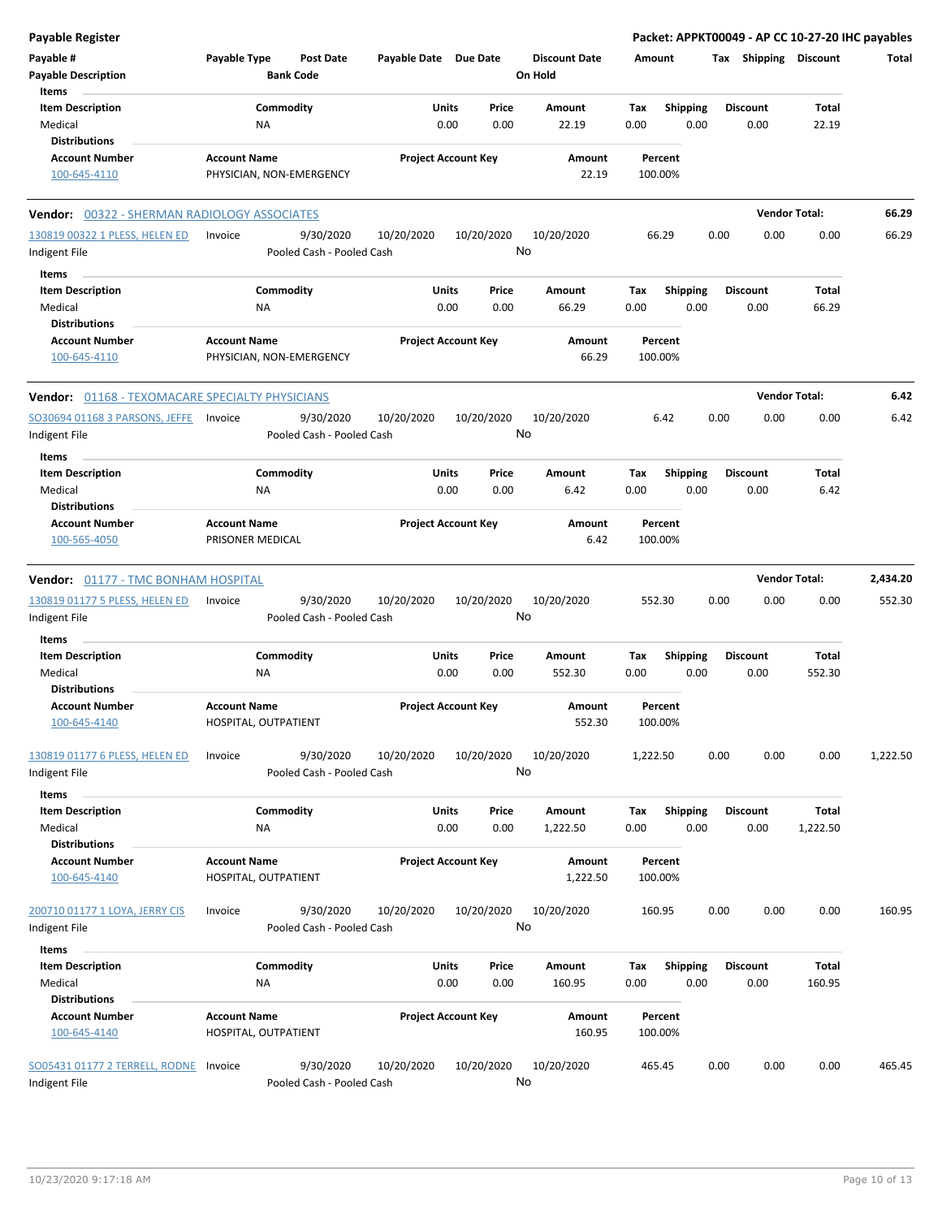**Payable Register** — **Packet: APPKT00049 - AP CC 10-27-20 IHC payables**

| Payable # | Payable Type | Post Date | Payable Date | Due Date | Discount Date | Amount | Tax | Shipping | Discount | Total |
|---|---|---|---|---|---|---|---|---|---|---|
| Payable Description | | Bank Code | | | On Hold | | | | | |

Items

| Item Description | Commodity | Units | Price | Amount | Tax | Shipping | Discount | Total |
|---|---|---|---|---|---|---|---|---|
| Medical | NA | 0.00 | 0.00 | 22.19 | 0.00 | 0.00 | 0.00 | 22.19 |

Distributions

| Account Number | Account Name | Project Account Key | Amount | Percent |
|---|---|---|---|---|
| 100-645-4110 | PHYSICIAN, NON-EMERGENCY | | 22.19 | 100.00% |

---

**Vendor:** 00322 - SHERMAN RADIOLOGY ASSOCIATES — **Vendor Total: 66.29**

| Payable # | Payable Type | Post Date | Payable Date | Due Date | Discount Date | Amount | Tax | Shipping | Discount | Total |
|---|---|---|---|---|---|---|---|---|---|---|
| 130819 00322 1 PLESS, HELEN ED | Invoice | 9/30/2020 | 10/20/2020 | 10/20/2020 | 10/20/2020 | 66.29 | 0.00 | 0.00 | 0.00 | 66.29 |
| Indigent File | | Pooled Cash - Pooled Cash | | | No | | | | | |

Items

| Item Description | Commodity | Units | Price | Amount | Tax | Shipping | Discount | Total |
|---|---|---|---|---|---|---|---|---|
| Medical | NA | 0.00 | 0.00 | 66.29 | 0.00 | 0.00 | 0.00 | 66.29 |

Distributions

| Account Number | Account Name | Project Account Key | Amount | Percent |
|---|---|---|---|---|
| 100-645-4110 | PHYSICIAN, NON-EMERGENCY | | 66.29 | 100.00% |

---

**Vendor:** 01168 - TEXOMACARE SPECIALTY PHYSICIANS — **Vendor Total: 6.42**

| Payable # | Payable Type | Post Date | Payable Date | Due Date | Discount Date | Amount | Tax | Shipping | Discount | Total |
|---|---|---|---|---|---|---|---|---|---|---|
| SO30694 01168 3 PARSONS, JEFFE | Invoice | 9/30/2020 | 10/20/2020 | 10/20/2020 | 10/20/2020 | 6.42 | 0.00 | 0.00 | 0.00 | 6.42 |
| Indigent File | | Pooled Cash - Pooled Cash | | | No | | | | | |

Items

| Item Description | Commodity | Units | Price | Amount | Tax | Shipping | Discount | Total |
|---|---|---|---|---|---|---|---|---|
| Medical | NA | 0.00 | 0.00 | 6.42 | 0.00 | 0.00 | 0.00 | 6.42 |

Distributions

| Account Number | Account Name | Project Account Key | Amount | Percent |
|---|---|---|---|---|
| 100-565-4050 | PRISONER MEDICAL | | 6.42 | 100.00% |

---

**Vendor:** 01177 - TMC BONHAM HOSPITAL — **Vendor Total: 2,434.20**

| Payable # | Payable Type | Post Date | Payable Date | Due Date | Discount Date | Amount | Tax | Shipping | Discount | Total |
|---|---|---|---|---|---|---|---|---|---|---|
| 130819 01177 5 PLESS, HELEN ED | Invoice | 9/30/2020 | 10/20/2020 | 10/20/2020 | 10/20/2020 | 552.30 | 0.00 | 0.00 | 0.00 | 552.30 |
| Indigent File | | Pooled Cash - Pooled Cash | | | No | | | | | |

Items

| Item Description | Commodity | Units | Price | Amount | Tax | Shipping | Discount | Total |
|---|---|---|---|---|---|---|---|---|
| Medical | NA | 0.00 | 0.00 | 552.30 | 0.00 | 0.00 | 0.00 | 552.30 |

Distributions

| Account Number | Account Name | Project Account Key | Amount | Percent |
|---|---|---|---|---|
| 100-645-4140 | HOSPITAL, OUTPATIENT | | 552.30 | 100.00% |

| Payable # | Payable Type | Post Date | Payable Date | Due Date | Discount Date | Amount | Tax | Shipping | Discount | Total |
|---|---|---|---|---|---|---|---|---|---|---|
| 130819 01177 6 PLESS, HELEN ED | Invoice | 9/30/2020 | 10/20/2020 | 10/20/2020 | 10/20/2020 | 1,222.50 | 0.00 | 0.00 | 0.00 | 1,222.50 |
| Indigent File | | Pooled Cash - Pooled Cash | | | No | | | | | |

Items

| Item Description | Commodity | Units | Price | Amount | Tax | Shipping | Discount | Total |
|---|---|---|---|---|---|---|---|---|
| Medical | NA | 0.00 | 0.00 | 1,222.50 | 0.00 | 0.00 | 0.00 | 1,222.50 |

Distributions

| Account Number | Account Name | Project Account Key | Amount | Percent |
|---|---|---|---|---|
| 100-645-4140 | HOSPITAL, OUTPATIENT | | 1,222.50 | 100.00% |

| Payable # | Payable Type | Post Date | Payable Date | Due Date | Discount Date | Amount | Tax | Shipping | Discount | Total |
|---|---|---|---|---|---|---|---|---|---|---|
| 200710 01177 1 LOYA, JERRY CIS | Invoice | 9/30/2020 | 10/20/2020 | 10/20/2020 | 10/20/2020 | 160.95 | 0.00 | 0.00 | 0.00 | 160.95 |
| Indigent File | | Pooled Cash - Pooled Cash | | | No | | | | | |

Items

| Item Description | Commodity | Units | Price | Amount | Tax | Shipping | Discount | Total |
|---|---|---|---|---|---|---|---|---|
| Medical | NA | 0.00 | 0.00 | 160.95 | 0.00 | 0.00 | 0.00 | 160.95 |

Distributions

| Account Number | Account Name | Project Account Key | Amount | Percent |
|---|---|---|---|---|
| 100-645-4140 | HOSPITAL, OUTPATIENT | | 160.95 | 100.00% |

| Payable # | Payable Type | Post Date | Payable Date | Due Date | Discount Date | Amount | Tax | Shipping | Discount | Total |
|---|---|---|---|---|---|---|---|---|---|---|
| SO05431 01177 2 TERRELL, RODNE | Invoice | 9/30/2020 | 10/20/2020 | 10/20/2020 | 10/20/2020 | 465.45 | 0.00 | 0.00 | 0.00 | 465.45 |
| Indigent File | | Pooled Cash - Pooled Cash | | | No | | | | | |

10/23/2020 9:17:18 AM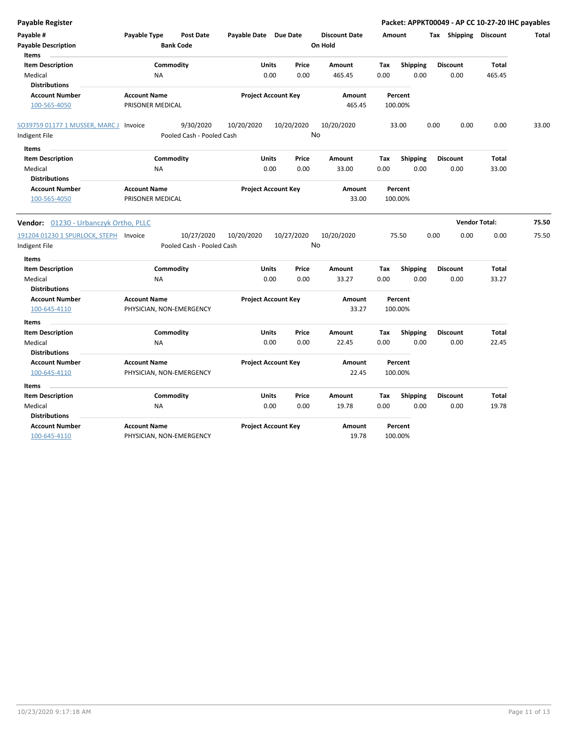**Payable Register** — **Packet: APPKT00049 - AP CC 10-27-20 IHC payables**

| Payable # | Payable Type | Post Date | Payable Date | Due Date | Discount Date | Amount | Tax | Shipping | Discount | Total |
|---|---|---|---|---|---|---|---|---|---|---|
| Payable Description | | Bank Code | | | On Hold | | | | | |

**Items**

| Item Description | Commodity | Units | Price | Amount | Tax | Shipping | Discount | Total |
|---|---|---|---|---|---|---|---|---|
| Medical | NA | 0.00 | 0.00 | 465.45 | 0.00 | 0.00 | 0.00 | 465.45 |

**Distributions**

| Account Number | Account Name | Project Account Key | Amount | Percent |
|---|---|---|---|---|
| 100-565-4050 | PRISONER MEDICAL | | 465.45 | 100.00% |

| Payable # | Payable Type | Post Date | Payable Date | Due Date | Discount Date | Amount | Tax | Shipping | Discount | Total |
|---|---|---|---|---|---|---|---|---|---|---|
| SO39759 01177 1 MUSSER, MARC J | Invoice | 9/30/2020 | 10/20/2020 | 10/20/2020 | 10/20/2020 | 33.00 | 0.00 | 0.00 | 0.00 | 33.00 |
| Indigent File | | Pooled Cash - Pooled Cash | | | No | | | | | |

**Items**

| Item Description | Commodity | Units | Price | Amount | Tax | Shipping | Discount | Total |
|---|---|---|---|---|---|---|---|---|
| Medical | NA | 0.00 | 0.00 | 33.00 | 0.00 | 0.00 | 0.00 | 33.00 |

**Distributions**

| Account Number | Account Name | Project Account Key | Amount | Percent |
|---|---|---|---|---|
| 100-565-4050 | PRISONER MEDICAL | | 33.00 | 100.00% |

**Vendor:** 01230 - Urbanczyk Ortho, PLLC — **Vendor Total: 75.50**

| Payable # | Payable Type | Post Date | Payable Date | Due Date | Discount Date | Amount | Tax | Shipping | Discount | Total |
|---|---|---|---|---|---|---|---|---|---|---|
| 191204 01230 1 SPURLOCK, STEPH | Invoice | 10/27/2020 | 10/20/2020 | 10/27/2020 | 10/20/2020 | 75.50 | 0.00 | 0.00 | 0.00 | 75.50 |
| Indigent File | | Pooled Cash - Pooled Cash | | | No | | | | | |

**Items**

| Item Description | Commodity | Units | Price | Amount | Tax | Shipping | Discount | Total |
|---|---|---|---|---|---|---|---|---|
| Medical | NA | 0.00 | 0.00 | 33.27 | 0.00 | 0.00 | 0.00 | 33.27 |

**Distributions**

| Account Number | Account Name | Project Account Key | Amount | Percent |
|---|---|---|---|---|
| 100-645-4110 | PHYSICIAN, NON-EMERGENCY | | 33.27 | 100.00% |

**Items**

| Item Description | Commodity | Units | Price | Amount | Tax | Shipping | Discount | Total |
|---|---|---|---|---|---|---|---|---|
| Medical | NA | 0.00 | 0.00 | 22.45 | 0.00 | 0.00 | 0.00 | 22.45 |

**Distributions**

| Account Number | Account Name | Project Account Key | Amount | Percent |
|---|---|---|---|---|
| 100-645-4110 | PHYSICIAN, NON-EMERGENCY | | 22.45 | 100.00% |

**Items**

| Item Description | Commodity | Units | Price | Amount | Tax | Shipping | Discount | Total |
|---|---|---|---|---|---|---|---|---|
| Medical | NA | 0.00 | 0.00 | 19.78 | 0.00 | 0.00 | 0.00 | 19.78 |

**Distributions**

| Account Number | Account Name | Project Account Key | Amount | Percent |
|---|---|---|---|---|
| 100-645-4110 | PHYSICIAN, NON-EMERGENCY | | 19.78 | 100.00% |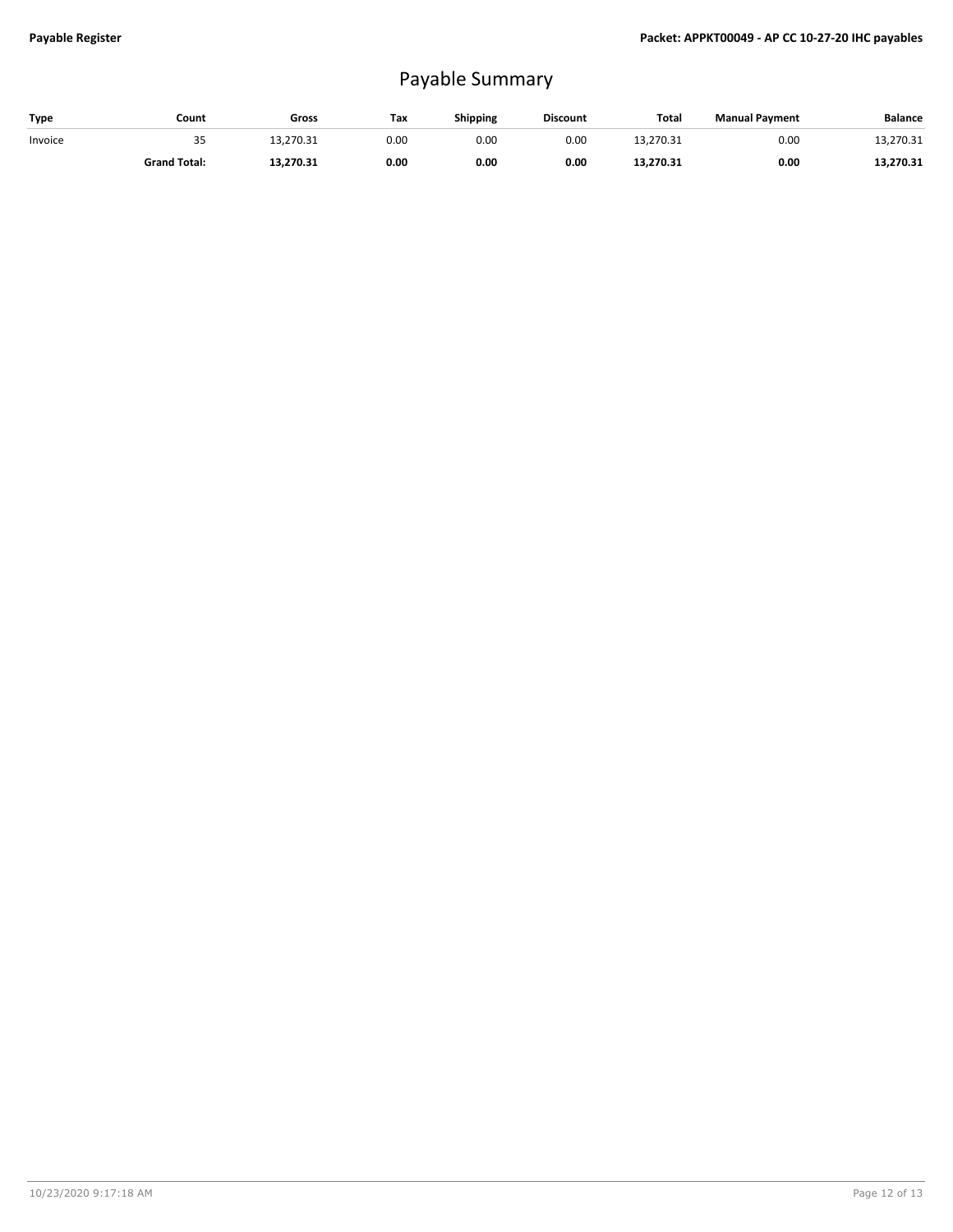# Payable Summary

| Type | Count | Gross | Tax | Shipping | Discount | Total | Manual Payment | Balance |
|---|---|---|---|---|---|---|---|---|
| Invoice | 35 | 13,270.31 | 0.00 | 0.00 | 0.00 | 13,270.31 | 0.00 | 13,270.31 |
| | **Grand Total:** | **13,270.31** | **0.00** | **0.00** | **0.00** | **13,270.31** | **0.00** | **13,270.31** |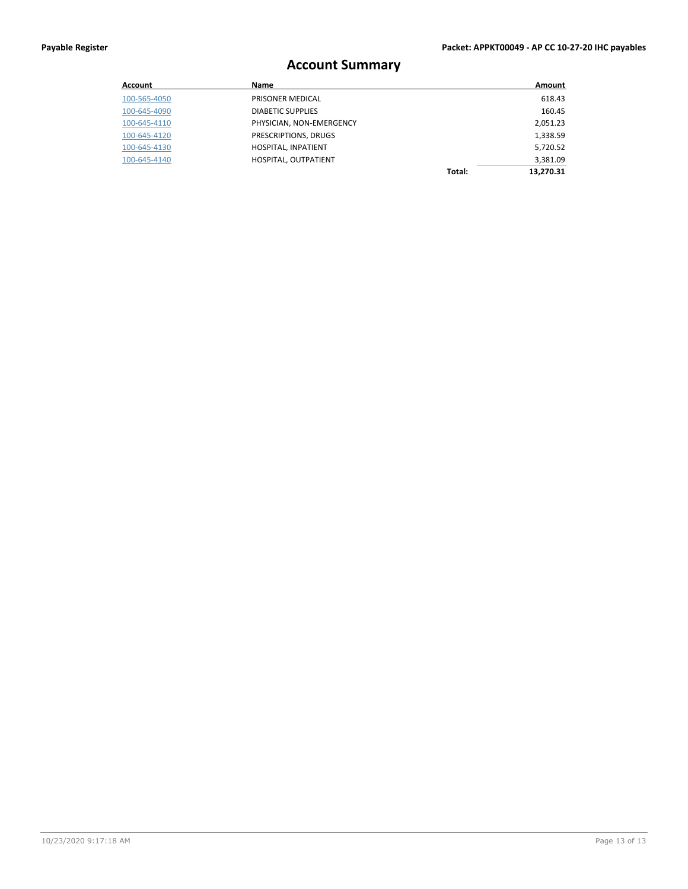# Account Summary

| Account | Name | | Amount |
|---|---|---|---|
| 100-565-4050 | PRISONER MEDICAL | | 618.43 |
| 100-645-4090 | DIABETIC SUPPLIES | | 160.45 |
| 100-645-4110 | PHYSICIAN, NON-EMERGENCY | | 2,051.23 |
| 100-645-4120 | PRESCRIPTIONS, DRUGS | | 1,338.59 |
| 100-645-4130 | HOSPITAL, INPATIENT | | 5,720.52 |
| 100-645-4140 | HOSPITAL, OUTPATIENT | | 3,381.09 |
| | | **Total:** | **13,270.31** |